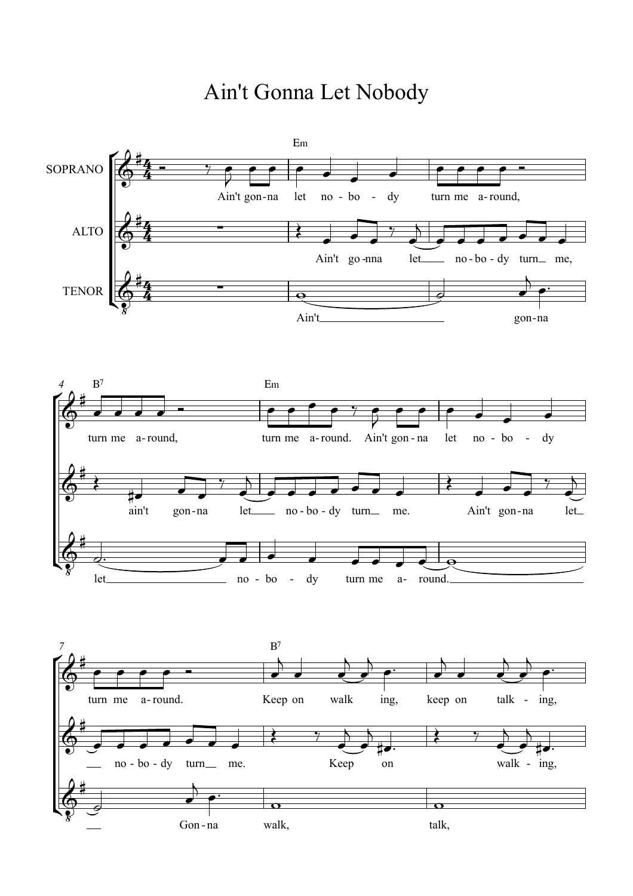# Ain't Gonna Let Nobody

SOPRANO

ALTO

TENOR

Em

Ain't gon-na let no-bo - dy turn me a-round,

Ain't go-nna let no-bo-dy turn me,

Ain't gon-na

B7

Em

turn me a-round, turn me a-round. Ain't gon-na let no-bo - dy

ain't gon-na let no-bo-dy turn me. Ain't gon-na let

let no-bo - dy turn me a- round.

B7

turn me a-round. Keep on walk ing, keep on talk - ing,

no-bo-dy turn me. Keep on walk - ing,

Gon-na walk, talk,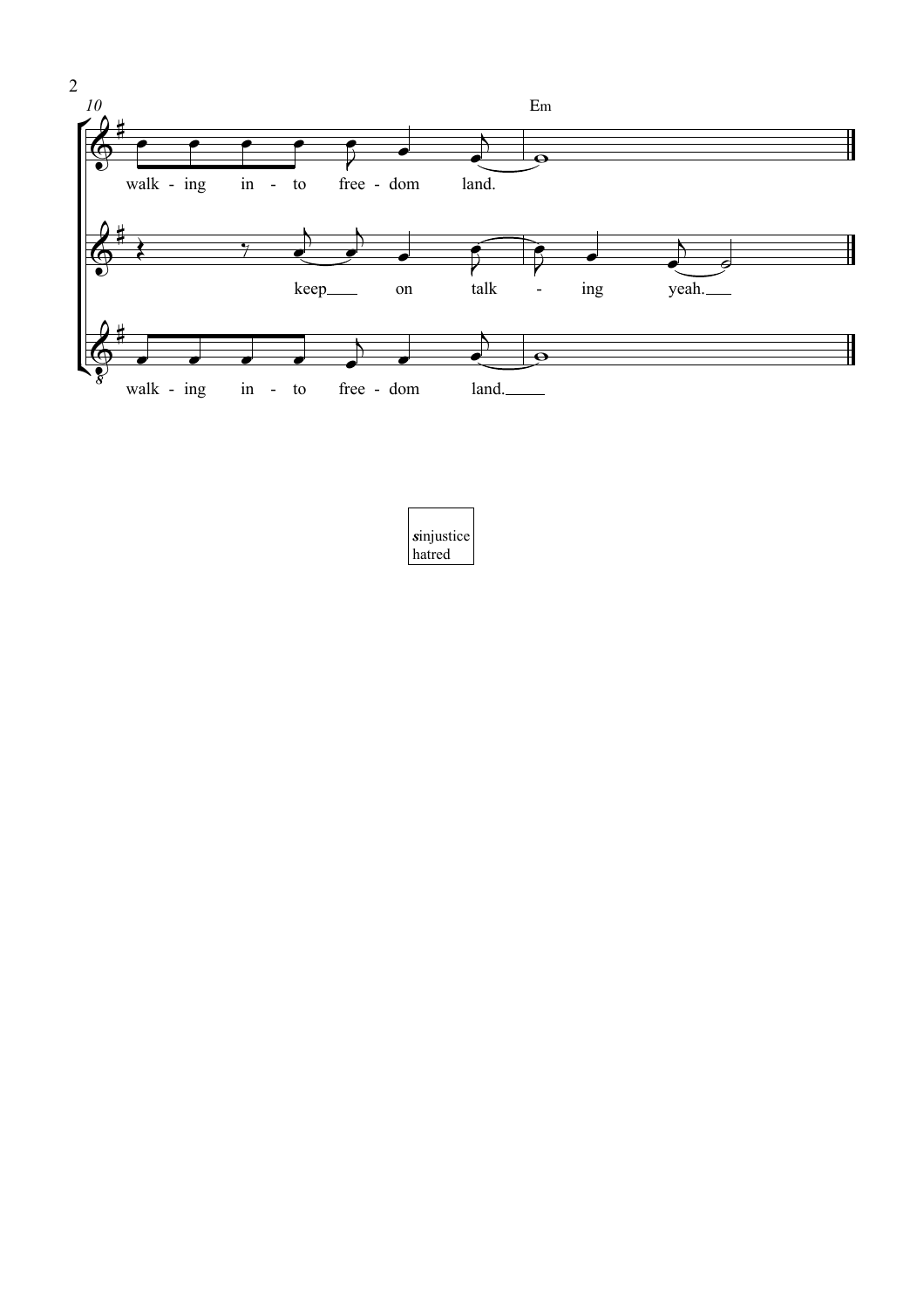10

Em

walk - ing in - to free - dom land.

keep on talk - ing yeah.

walk - ing in - to free - dom land.

sinjustice
hatred